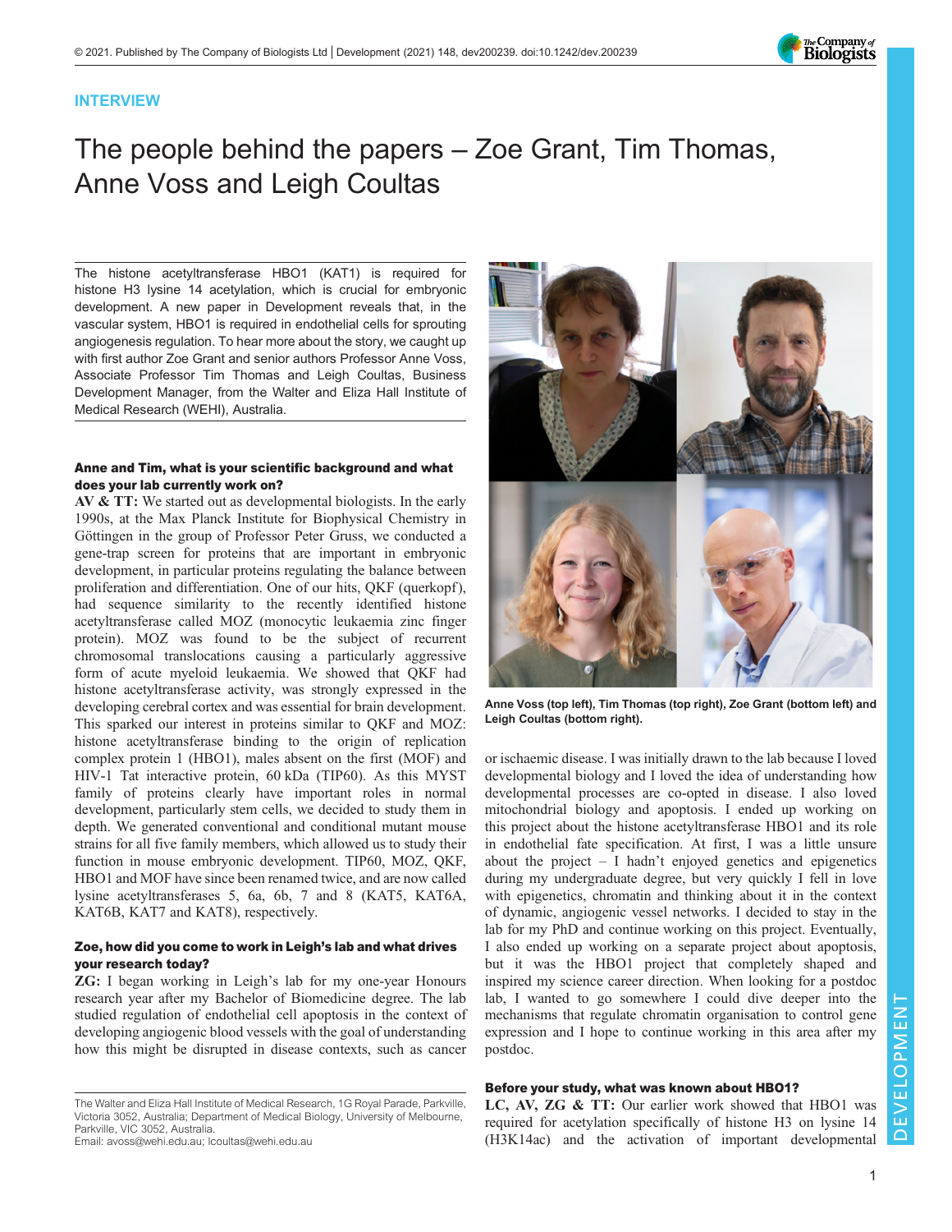INTERVIEW

# The people behind the papers – Zoe Grant, Tim Thomas, Anne Voss and Leigh Coultas

The histone acetyltransferase HBO1 (KAT1) is required for histone H3 lysine 14 acetylation, which is crucial for embryonic development. A new paper in Development reveals that, in the vascular system, HBO1 is required in endothelial cells for sprouting angiogenesis regulation. To hear more about the story, we caught up with first author Zoe Grant and senior authors Professor Anne Voss, Associate Professor Tim Thomas and Leigh Coultas, Business Development Manager, from the Walter and Eliza Hall Institute of Medical Research (WEHI), Australia.

### Anne and Tim, what is your scientific background and what does your lab currently work on?

**AV & TT:** We started out as developmental biologists. In the early 1990s, at the Max Planck Institute for Biophysical Chemistry in Göttingen in the group of Professor Peter Gruss, we conducted a gene-trap screen for proteins that are important in embryonic development, in particular proteins regulating the balance between proliferation and differentiation. One of our hits, QKF (querkopf), had sequence similarity to the recently identified histone acetyltransferase called MOZ (monocytic leukaemia zinc finger protein). MOZ was found to be the subject of recurrent chromosomal translocations causing a particularly aggressive form of acute myeloid leukaemia. We showed that QKF had histone acetyltransferase activity, was strongly expressed in the developing cerebral cortex and was essential for brain development. This sparked our interest in proteins similar to QKF and MOZ: histone acetyltransferase binding to the origin of replication complex protein 1 (HBO1), males absent on the first (MOF) and HIV-1 Tat interactive protein, 60 kDa (TIP60). As this MYST family of proteins clearly have important roles in normal development, particularly stem cells, we decided to study them in depth. We generated conventional and conditional mutant mouse strains for all five family members, which allowed us to study their function in mouse embryonic development. TIP60, MOZ, QKF, HBO1 and MOF have since been renamed twice, and are now called lysine acetyltransferases 5, 6a, 6b, 7 and 8 (KAT5, KAT6A, KAT6B, KAT7 and KAT8), respectively.

### Zoe, how did you come to work in Leigh's lab and what drives your research today?

**ZG:** I began working in Leigh's lab for my one-year Honours research year after my Bachelor of Biomedicine degree. The lab studied regulation of endothelial cell apoptosis in the context of developing angiogenic blood vessels with the goal of understanding how this might be disrupted in disease contexts, such as cancer or ischaemic disease. I was initially drawn to the lab because I loved developmental biology and I loved the idea of understanding how developmental processes are co-opted in disease. I also loved mitochondrial biology and apoptosis. I ended up working on this project about the histone acetyltransferase HBO1 and its role in endothelial fate specification. At first, I was a little unsure about the project – I hadn't enjoyed genetics and epigenetics during my undergraduate degree, but very quickly I fell in love with epigenetics, chromatin and thinking about it in the context of dynamic, angiogenic vessel networks. I decided to stay in the lab for my PhD and continue working on this project. Eventually, I also ended up working on a separate project about apoptosis, but it was the HBO1 project that completely shaped and inspired my science career direction. When looking for a postdoc lab, I wanted to go somewhere I could dive deeper into the mechanisms that regulate chromatin organisation to control gene expression and I hope to continue working in this area after my postdoc.

Anne Voss (top left), Tim Thomas (top right), Zoe Grant (bottom left) and Leigh Coultas (bottom right).

### Before your study, what was known about HBO1?

**LC, AV, ZG & TT:** Our earlier work showed that HBO1 was required for acetylation specifically of histone H3 on lysine 14 (H3K14ac) and the activation of important developmental

The Walter and Eliza Hall Institute of Medical Research, 1G Royal Parade, Parkville, Victoria 3052, Australia; Department of Medical Biology, University of Melbourne, Parkville, VIC 3052, Australia.
Email: avoss@wehi.edu.au; lcoultas@wehi.edu.au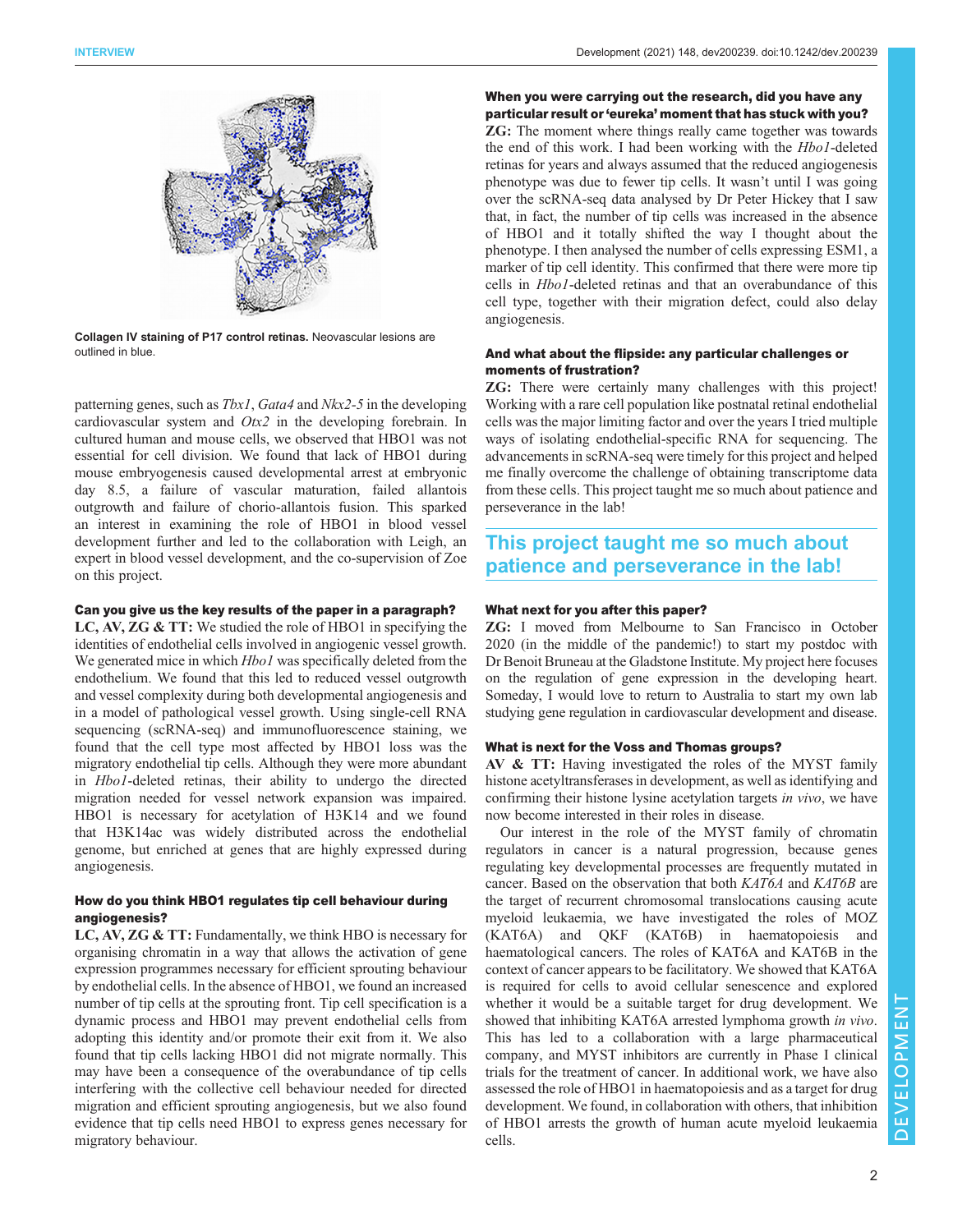Collagen IV staining of P17 control retinas. Neovascular lesions are outlined in blue.

patterning genes, such as *Tbx1*, *Gata4* and *Nkx2-5* in the developing cardiovascular system and *Otx2* in the developing forebrain. In cultured human and mouse cells, we observed that HBO1 was not essential for cell division. We found that lack of HBO1 during mouse embryogenesis caused developmental arrest at embryonic day 8.5, a failure of vascular maturation, failed allantois outgrowth and failure of chorio-allantois fusion. This sparked an interest in examining the role of HBO1 in blood vessel development further and led to the collaboration with Leigh, an expert in blood vessel development, and the co-supervision of Zoe on this project.

#### Can you give us the key results of the paper in a paragraph?

**LC, AV, ZG & TT:** We studied the role of HBO1 in specifying the identities of endothelial cells involved in angiogenic vessel growth. We generated mice in which *Hbo1* was specifically deleted from the endothelium. We found that this led to reduced vessel outgrowth and vessel complexity during both developmental angiogenesis and in a model of pathological vessel growth. Using single-cell RNA sequencing (scRNA-seq) and immunofluorescence staining, we found that the cell type most affected by HBO1 loss was the migratory endothelial tip cells. Although they were more abundant in *Hbo1*-deleted retinas, their ability to undergo the directed migration needed for vessel network expansion was impaired. HBO1 is necessary for acetylation of H3K14 and we found that H3K14ac was widely distributed across the endothelial genome, but enriched at genes that are highly expressed during angiogenesis.

#### How do you think HBO1 regulates tip cell behaviour during angiogenesis?

**LC, AV, ZG & TT:** Fundamentally, we think HBO is necessary for organising chromatin in a way that allows the activation of gene expression programmes necessary for efficient sprouting behaviour by endothelial cells. In the absence of HBO1, we found an increased number of tip cells at the sprouting front. Tip cell specification is a dynamic process and HBO1 may prevent endothelial cells from adopting this identity and/or promote their exit from it. We also found that tip cells lacking HBO1 did not migrate normally. This may have been a consequence of the overabundance of tip cells interfering with the collective cell behaviour needed for directed migration and efficient sprouting angiogenesis, but we also found evidence that tip cells need HBO1 to express genes necessary for migratory behaviour.

#### When you were carrying out the research, did you have any particular result or 'eureka' moment that has stuck with you?

**ZG:** The moment where things really came together was towards the end of this work. I had been working with the *Hbo1*-deleted retinas for years and always assumed that the reduced angiogenesis phenotype was due to fewer tip cells. It wasn't until I was going over the scRNA-seq data analysed by Dr Peter Hickey that I saw that, in fact, the number of tip cells was increased in the absence of HBO1 and it totally shifted the way I thought about the phenotype. I then analysed the number of cells expressing ESM1, a marker of tip cell identity. This confirmed that there were more tip cells in *Hbo1*-deleted retinas and that an overabundance of this cell type, together with their migration defect, could also delay angiogenesis.

#### And what about the flipside: any particular challenges or moments of frustration?

**ZG:** There were certainly many challenges with this project! Working with a rare cell population like postnatal retinal endothelial cells was the major limiting factor and over the years I tried multiple ways of isolating endothelial-specific RNA for sequencing. The advancements in scRNA-seq were timely for this project and helped me finally overcome the challenge of obtaining transcriptome data from these cells. This project taught me so much about patience and perseverance in the lab!

> This project taught me so much about patience and perseverance in the lab!

#### What next for you after this paper?

**ZG:** I moved from Melbourne to San Francisco in October 2020 (in the middle of the pandemic!) to start my postdoc with Dr Benoit Bruneau at the Gladstone Institute. My project here focuses on the regulation of gene expression in the developing heart. Someday, I would love to return to Australia to start my own lab studying gene regulation in cardiovascular development and disease.

#### What is next for the Voss and Thomas groups?

**AV & TT:** Having investigated the roles of the MYST family histone acetyltransferases in development, as well as identifying and confirming their histone lysine acetylation targets *in vivo*, we have now become interested in their roles in disease.

Our interest in the role of the MYST family of chromatin regulators in cancer is a natural progression, because genes regulating key developmental processes are frequently mutated in cancer. Based on the observation that both *KAT6A* and *KAT6B* are the target of recurrent chromosomal translocations causing acute myeloid leukaemia, we have investigated the roles of MOZ (KAT6A) and QKF (KAT6B) in haematopoiesis and haematological cancers. The roles of KAT6A and KAT6B in the context of cancer appears to be facilitatory. We showed that KAT6A is required for cells to avoid cellular senescence and explored whether it would be a suitable target for drug development. We showed that inhibiting KAT6A arrested lymphoma growth *in vivo*. This has led to a collaboration with a large pharmaceutical company, and MYST inhibitors are currently in Phase I clinical trials for the treatment of cancer. In additional work, we have also assessed the role of HBO1 in haematopoiesis and as a target for drug development. We found, in collaboration with others, that inhibition of HBO1 arrests the growth of human acute myeloid leukaemia cells.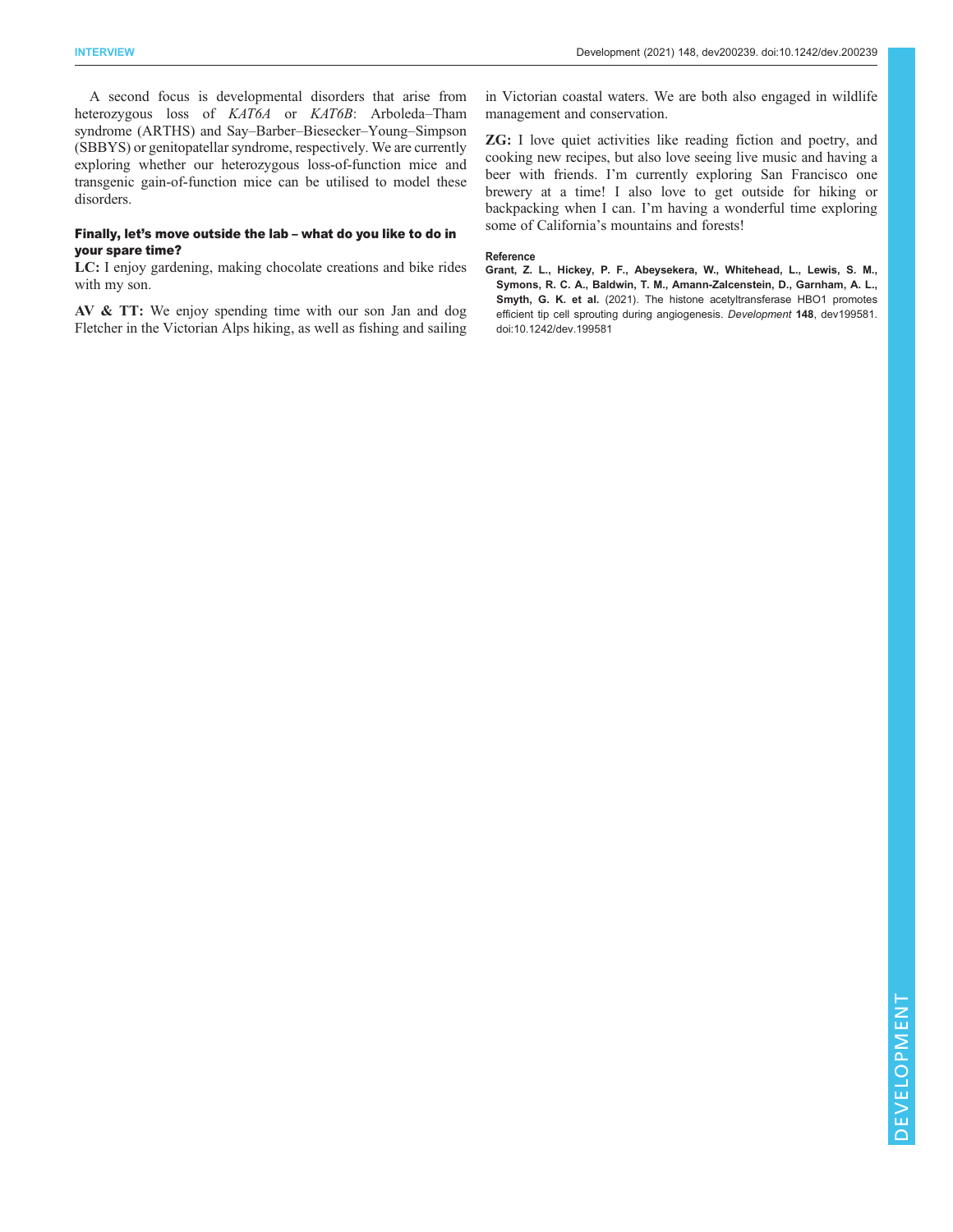A second focus is developmental disorders that arise from heterozygous loss of *KAT6A* or *KAT6B*: Arboleda–Tham syndrome (ARTHS) and Say–Barber–Biesecker–Young–Simpson (SBBYS) or genitopatellar syndrome, respectively. We are currently exploring whether our heterozygous loss-of-function mice and transgenic gain-of-function mice can be utilised to model these disorders.

#### Finally, let's move outside the lab – what do you like to do in your spare time?

**LC:** I enjoy gardening, making chocolate creations and bike rides with my son.

**AV & TT:** We enjoy spending time with our son Jan and dog Fletcher in the Victorian Alps hiking, as well as fishing and sailing in Victorian coastal waters. We are both also engaged in wildlife management and conservation.

**ZG:** I love quiet activities like reading fiction and poetry, and cooking new recipes, but also love seeing live music and having a beer with friends. I'm currently exploring San Francisco one brewery at a time! I also love to get outside for hiking or backpacking when I can. I'm having a wonderful time exploring some of California's mountains and forests!

#### Reference

**Grant, Z. L., Hickey, P. F., Abeysekera, W., Whitehead, L., Lewis, S. M., Symons, R. C. A., Baldwin, T. M., Amann-Zalcenstein, D., Garnham, A. L., Smyth, G. K. et al.** (2021). The histone acetyltransferase HBO1 promotes efficient tip cell sprouting during angiogenesis. *Development* **148**, dev199581. doi:10.1242/dev.199581